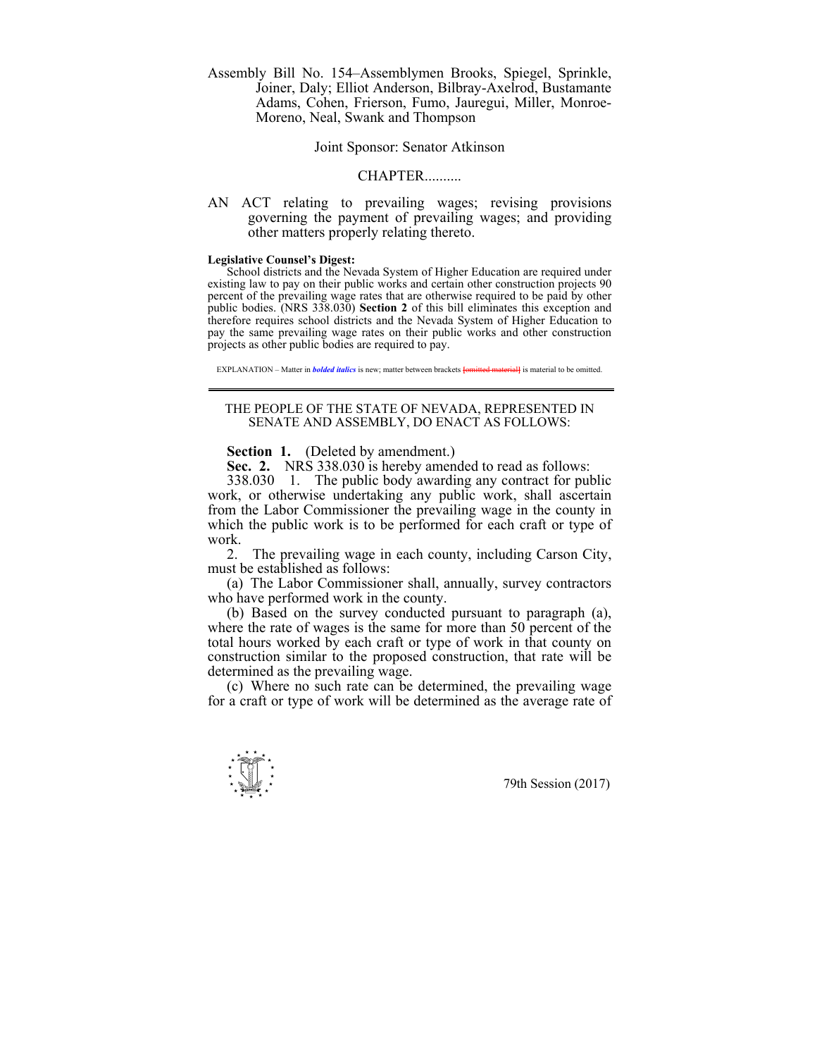Assembly Bill No. 154–Assemblymen Brooks, Spiegel, Sprinkle, Joiner, Daly; Elliot Anderson, Bilbray-Axelrod, Bustamante Adams, Cohen, Frierson, Fumo, Jauregui, Miller, Monroe-Moreno, Neal, Swank and Thompson

Joint Sponsor: Senator Atkinson

CHAPTER..........

AN ACT relating to prevailing wages; revising provisions governing the payment of prevailing wages; and providing other matters properly relating thereto.

**Legislative Counsel's Digest:**

School districts and the Nevada System of Higher Education are required under existing law to pay on their public works and certain other construction projects 90 percent of the prevailing wage rates that are otherwise required to be paid by other public bodies. (NRS 338.030) **Section 2** of this bill eliminates this exception and therefore requires school districts and the Nevada System of Higher Education to pay the same prevailing wage rates on their public works and other construction projects as other public bodies are required to pay.

EXPLANATION – Matter in ***bolded italics*** is new; matter between brackets [omitted material] is material to be omitted.

---

THE PEOPLE OF THE STATE OF NEVADA, REPRESENTED IN SENATE AND ASSEMBLY, DO ENACT AS FOLLOWS:

**Section 1.** (Deleted by amendment.)

**Sec. 2.** NRS 338.030 is hereby amended to read as follows:

338.030 1. The public body awarding any contract for public work, or otherwise undertaking any public work, shall ascertain from the Labor Commissioner the prevailing wage in the county in which the public work is to be performed for each craft or type of work.

2. The prevailing wage in each county, including Carson City, must be established as follows:

(a) The Labor Commissioner shall, annually, survey contractors who have performed work in the county.

(b) Based on the survey conducted pursuant to paragraph (a), where the rate of wages is the same for more than 50 percent of the total hours worked by each craft or type of work in that county on construction similar to the proposed construction, that rate will be determined as the prevailing wage.

(c) Where no such rate can be determined, the prevailing wage for a craft or type of work will be determined as the average rate of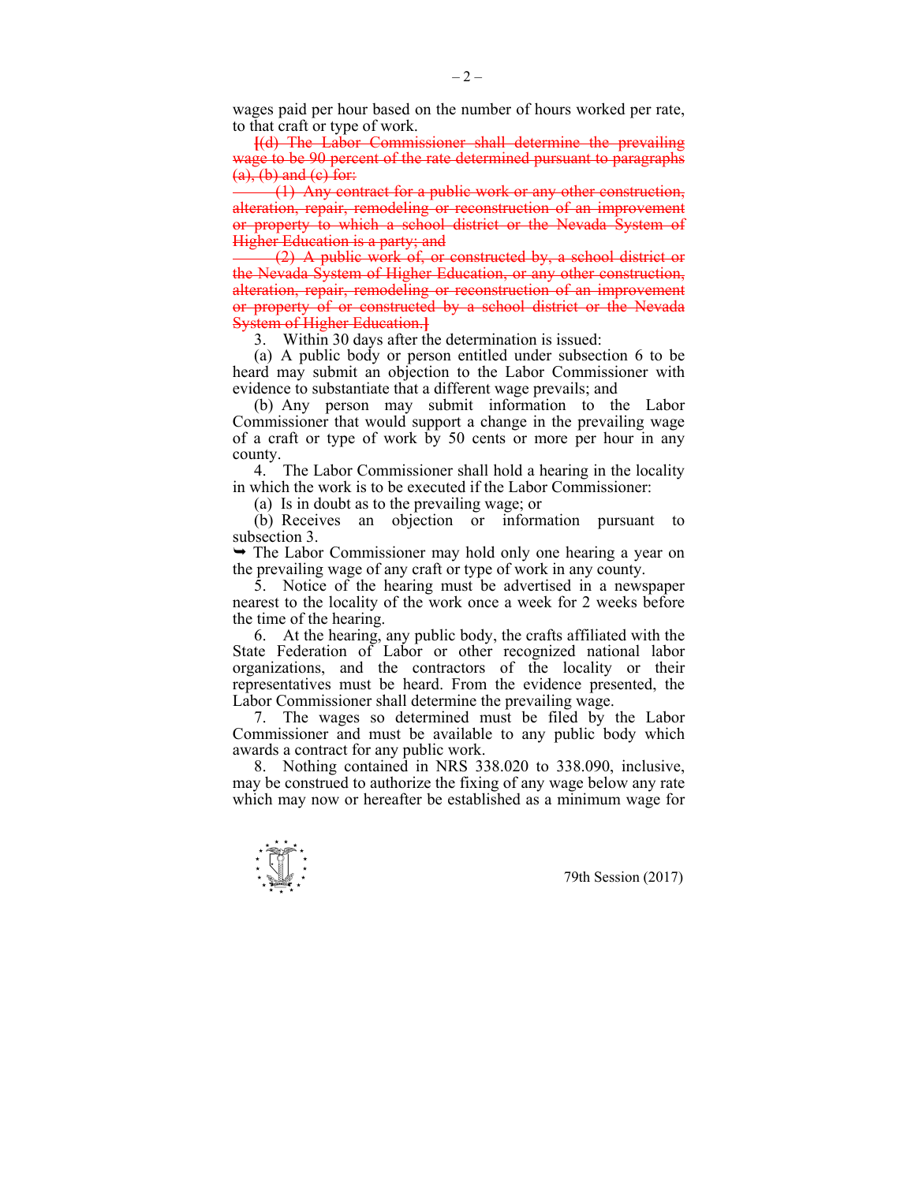wages paid per hour based on the number of hours worked per rate, to that craft or type of work.

~~[(d) The Labor Commissioner shall determine the prevailing wage to be 90 percent of the rate determined pursuant to paragraphs (a), (b) and (c) for:~~

~~(1) Any contract for a public work or any other construction, alteration, repair, remodeling or reconstruction of an improvement or property to which a school district or the Nevada System of Higher Education is a party; and~~

~~(2) A public work of, or constructed by, a school district or the Nevada System of Higher Education, or any other construction, alteration, repair, remodeling or reconstruction of an improvement or property of or constructed by a school district or the Nevada System of Higher Education.]~~

3. Within 30 days after the determination is issued:

(a) A public body or person entitled under subsection 6 to be heard may submit an objection to the Labor Commissioner with evidence to substantiate that a different wage prevails; and

(b) Any person may submit information to the Labor Commissioner that would support a change in the prevailing wage of a craft or type of work by 50 cents or more per hour in any county.

4. The Labor Commissioner shall hold a hearing in the locality in which the work is to be executed if the Labor Commissioner:

(a) Is in doubt as to the prevailing wage; or

(b) Receives an objection or information pursuant to subsection 3.

➥ The Labor Commissioner may hold only one hearing a year on the prevailing wage of any craft or type of work in any county.

5. Notice of the hearing must be advertised in a newspaper nearest to the locality of the work once a week for 2 weeks before the time of the hearing.

6. At the hearing, any public body, the crafts affiliated with the State Federation of Labor or other recognized national labor organizations, and the contractors of the locality or their representatives must be heard. From the evidence presented, the Labor Commissioner shall determine the prevailing wage.

7. The wages so determined must be filed by the Labor Commissioner and must be available to any public body which awards a contract for any public work.

8. Nothing contained in NRS 338.020 to 338.090, inclusive, may be construed to authorize the fixing of any wage below any rate which may now or hereafter be established as a minimum wage for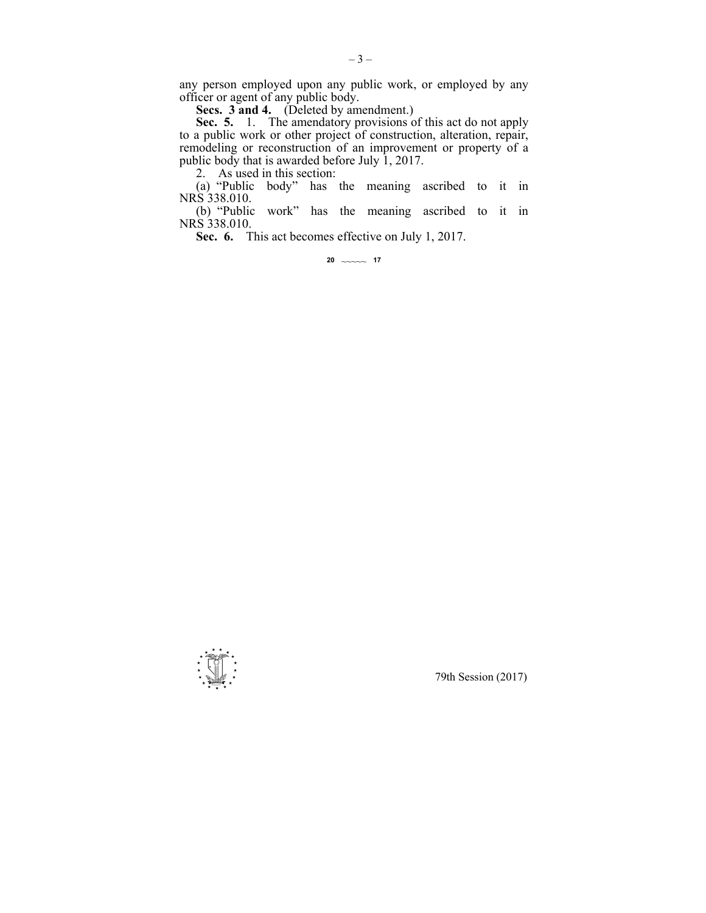any person employed upon any public work, or employed by any officer or agent of any public body.

**Secs. 3 and 4.** (Deleted by amendment.)

**Sec. 5.** 1. The amendatory provisions of this act do not apply to a public work or other project of construction, alteration, repair, remodeling or reconstruction of an improvement or property of a public body that is awarded before July 1, 2017.

2. As used in this section:

(a) "Public body" has the meaning ascribed to it in NRS 338.010.

(b) "Public work" has the meaning ascribed to it in NRS 338.010.

**Sec. 6.** This act becomes effective on July 1, 2017.

20 ~~~~~ 17